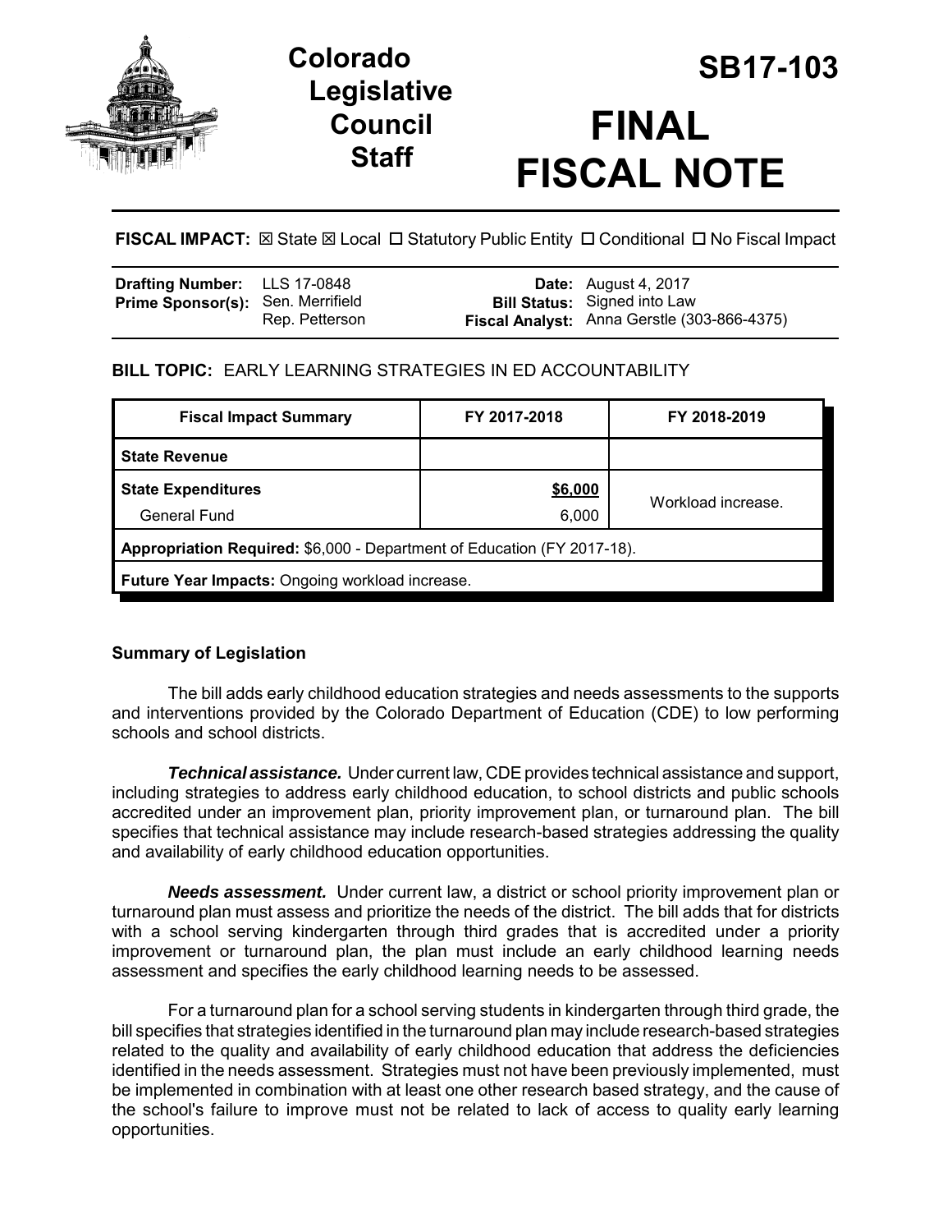# Colorado Legislative Council Staff

# SB17-103

# FINAL FISCAL NOTE

**FISCAL IMPACT:** ☒ State ☒ Local ☐ Statutory Public Entity ☐ Conditional ☐ No Fiscal Impact

| | | | |
|---|---|---|---|
| **Drafting Number:** | LLS 17-0848 | **Date:** | August 4, 2017 |
| **Prime Sponsor(s):** | Sen. Merrifield<br>Rep. Petterson | **Bill Status:** | Signed into Law |
| | | **Fiscal Analyst:** | Anna Gerstle (303-866-4375) |

## BILL TOPIC: EARLY LEARNING STRATEGIES IN ED ACCOUNTABILITY

| Fiscal Impact Summary | FY 2017-2018 | FY 2018-2019 |
|---|---|---|
| **State Revenue** | | |
| **State Expenditures** | **$6,000** | Workload increase. |
| General Fund | 6,000 | |
| **Appropriation Required:** $6,000 - Department of Education (FY 2017-18). | | |
| **Future Year Impacts:** Ongoing workload increase. | | |

### Summary of Legislation

The bill adds early childhood education strategies and needs assessments to the supports and interventions provided by the Colorado Department of Education (CDE) to low performing schools and school districts.

***Technical assistance.*** Under current law, CDE provides technical assistance and support, including strategies to address early childhood education, to school districts and public schools accredited under an improvement plan, priority improvement plan, or turnaround plan. The bill specifies that technical assistance may include research-based strategies addressing the quality and availability of early childhood education opportunities.

***Needs assessment.*** Under current law, a district or school priority improvement plan or turnaround plan must assess and prioritize the needs of the district. The bill adds that for districts with a school serving kindergarten through third grades that is accredited under a priority improvement or turnaround plan, the plan must include an early childhood learning needs assessment and specifies the early childhood learning needs to be assessed.

For a turnaround plan for a school serving students in kindergarten through third grade, the bill specifies that strategies identified in the turnaround plan may include research-based strategies related to the quality and availability of early childhood education that address the deficiencies identified in the needs assessment. Strategies must not have been previously implemented, must be implemented in combination with at least one other research based strategy, and the cause of the school's failure to improve must not be related to lack of access to quality early learning opportunities.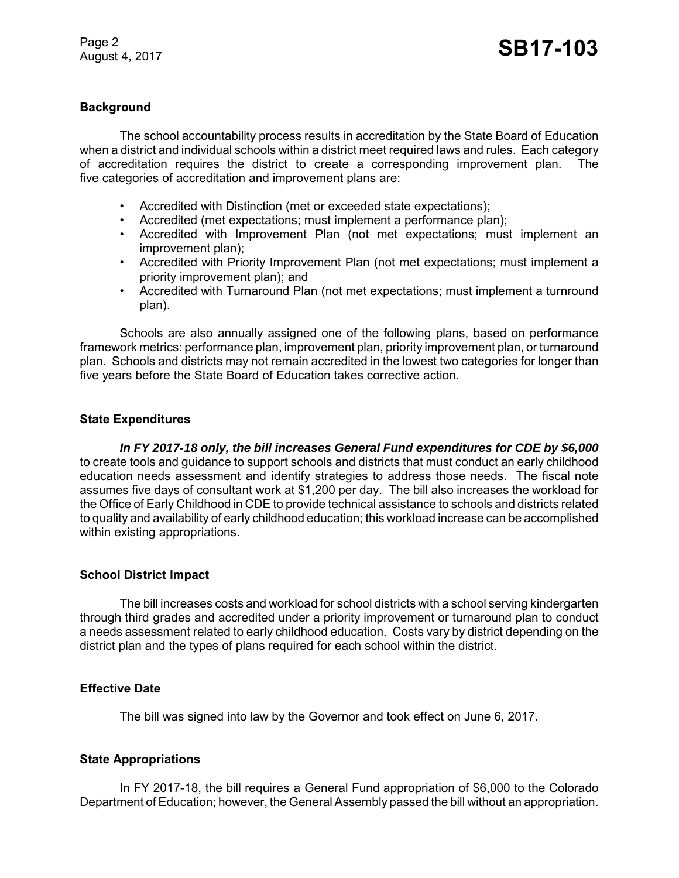## Background

The school accountability process results in accreditation by the State Board of Education when a district and individual schools within a district meet required laws and rules. Each category of accreditation requires the district to create a corresponding improvement plan. The five categories of accreditation and improvement plans are:

- Accredited with Distinction (met or exceeded state expectations);
- Accredited (met expectations; must implement a performance plan);
- Accredited with Improvement Plan (not met expectations; must implement an improvement plan);
- Accredited with Priority Improvement Plan (not met expectations; must implement a priority improvement plan); and
- Accredited with Turnaround Plan (not met expectations; must implement a turnround plan).

Schools are also annually assigned one of the following plans, based on performance framework metrics: performance plan, improvement plan, priority improvement plan, or turnaround plan. Schools and districts may not remain accredited in the lowest two categories for longer than five years before the State Board of Education takes corrective action.

## State Expenditures

***In FY 2017-18 only, the bill increases General Fund expenditures for CDE by $6,000*** to create tools and guidance to support schools and districts that must conduct an early childhood education needs assessment and identify strategies to address those needs. The fiscal note assumes five days of consultant work at $1,200 per day. The bill also increases the workload for the Office of Early Childhood in CDE to provide technical assistance to schools and districts related to quality and availability of early childhood education; this workload increase can be accomplished within existing appropriations.

## School District Impact

The bill increases costs and workload for school districts with a school serving kindergarten through third grades and accredited under a priority improvement or turnaround plan to conduct a needs assessment related to early childhood education. Costs vary by district depending on the district plan and the types of plans required for each school within the district.

## Effective Date

The bill was signed into law by the Governor and took effect on June 6, 2017.

## State Appropriations

In FY 2017-18, the bill requires a General Fund appropriation of $6,000 to the Colorado Department of Education; however, the General Assembly passed the bill without an appropriation.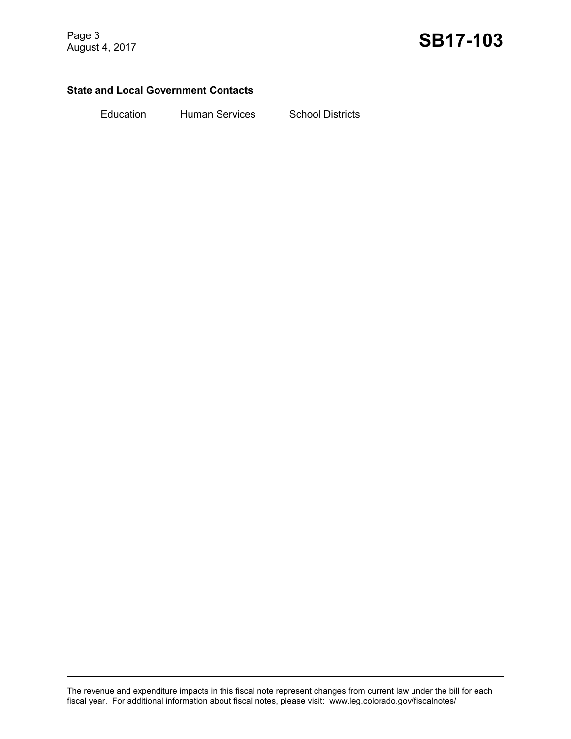### State and Local Government Contacts

Education	Human Services	School Districts

The revenue and expenditure impacts in this fiscal note represent changes from current law under the bill for each fiscal year. For additional information about fiscal notes, please visit: www.leg.colorado.gov/fiscalnotes/